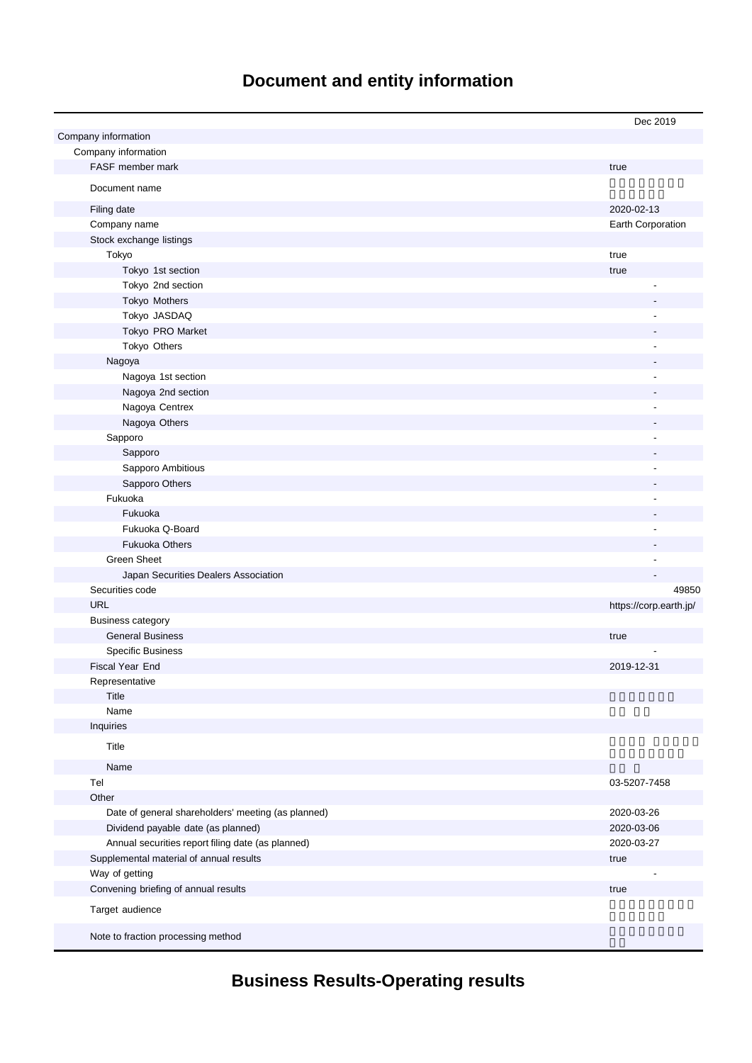# Document and entity information

| | Dec 2019 |
|---|---|
| Company information | |
| Company information | |
| FASF member mark | true |
| Document name | |
| Filing date | 2020-02-13 |
| Company name | Earth Corporation |
| Stock exchange listings | |
| Tokyo | true |
| Tokyo 1st section | true |
| Tokyo 2nd section | - |
| Tokyo Mothers | - |
| Tokyo JASDAQ | - |
| Tokyo PRO Market | - |
| Tokyo Others | - |
| Nagoya | - |
| Nagoya 1st section | - |
| Nagoya 2nd section | - |
| Nagoya Centrex | - |
| Nagoya Others | - |
| Sapporo | - |
| Sapporo | - |
| Sapporo Ambitious | - |
| Sapporo Others | - |
| Fukuoka | - |
| Fukuoka | - |
| Fukuoka Q-Board | - |
| Fukuoka Others | - |
| Green Sheet | - |
| Japan Securities Dealers Association | - |
| Securities code | 49850 |
| URL | https://corp.earth.jp/ |
| Business category | |
| General Business | true |
| Specific Business | - |
| Fiscal Year End | 2019-12-31 |
| Representative | |
| Title | |
| Name | |
| Inquiries | |
| Title | |
| Name | |
| Tel | 03-5207-7458 |
| Other | |
| Date of general shareholders' meeting (as planned) | 2020-03-26 |
| Dividend payable date (as planned) | 2020-03-06 |
| Annual securities report filing date (as planned) | 2020-03-27 |
| Supplemental material of annual results | true |
| Way of getting | - |
| Convening briefing of annual results | true |
| Target audience | |
| Note to fraction processing method | |

# Business Results-Operating results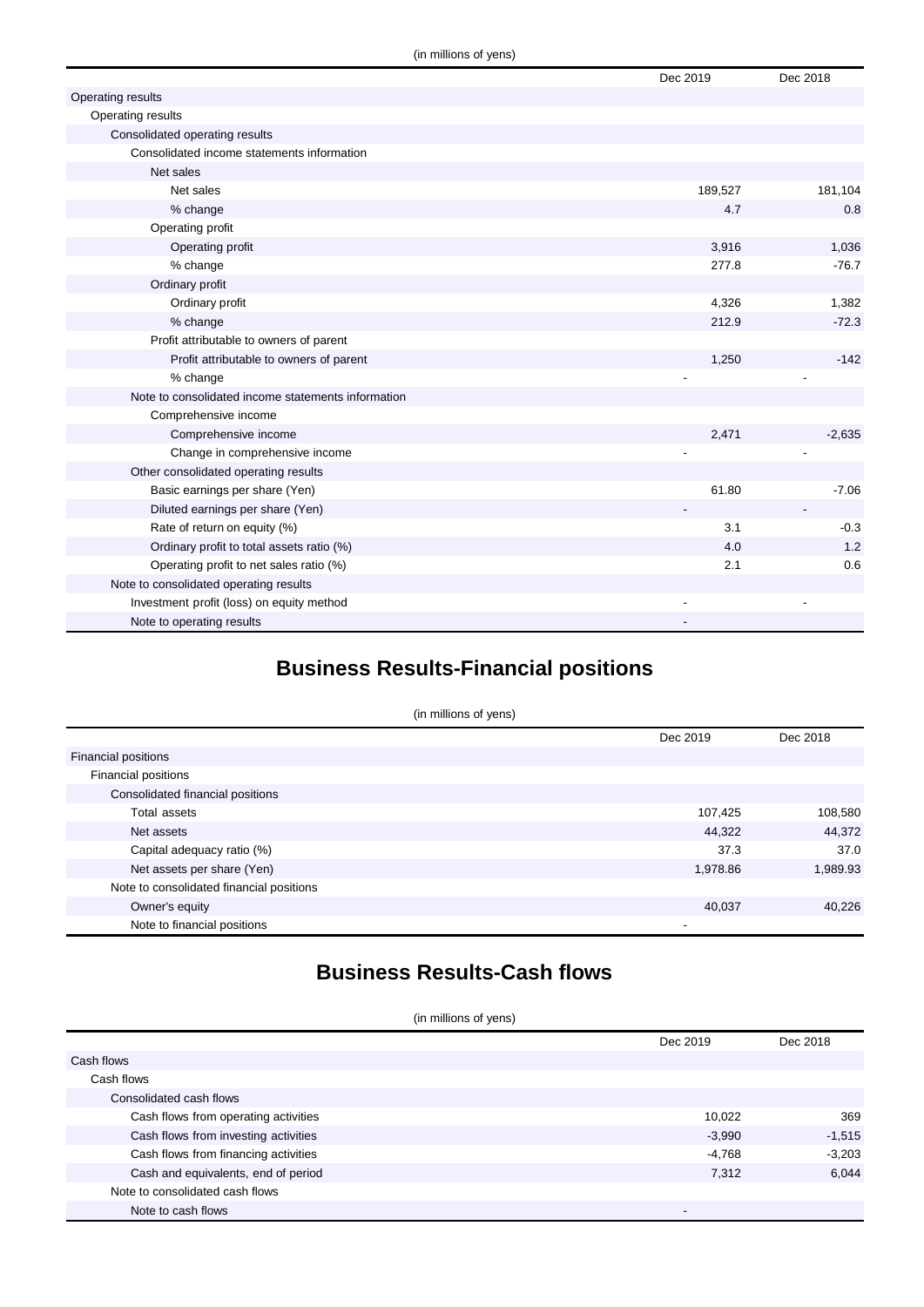(in millions of yens)

| | Dec 2019 | Dec 2018 |
|---|---|---|
| Operating results | | |
| Operating results | | |
| Consolidated operating results | | |
| Consolidated income statements information | | |
| Net sales | | |
| Net sales | 189,527 | 181,104 |
| % change | 4.7 | 0.8 |
| Operating profit | | |
| Operating profit | 3,916 | 1,036 |
| % change | 277.8 | -76.7 |
| Ordinary profit | | |
| Ordinary profit | 4,326 | 1,382 |
| % change | 212.9 | -72.3 |
| Profit attributable to owners of parent | | |
| Profit attributable to owners of parent | 1,250 | -142 |
| % change | - | - |
| Note to consolidated income statements information | | |
| Comprehensive income | | |
| Comprehensive income | 2,471 | -2,635 |
| Change in comprehensive income | - | - |
| Other consolidated operating results | | |
| Basic earnings per share (Yen) | 61.80 | -7.06 |
| Diluted earnings per share (Yen) | - | - |
| Rate of return on equity (%) | 3.1 | -0.3 |
| Ordinary profit to total assets ratio (%) | 4.0 | 1.2 |
| Operating profit to net sales ratio (%) | 2.1 | 0.6 |
| Note to consolidated operating results | | |
| Investment profit (loss) on equity method | - | - |
| Note to operating results | - | |

# Business Results-Financial positions

(in millions of yens)

| | Dec 2019 | Dec 2018 |
|---|---|---|
| Financial positions | | |
| Financial positions | | |
| Consolidated financial positions | | |
| Total assets | 107,425 | 108,580 |
| Net assets | 44,322 | 44,372 |
| Capital adequacy ratio (%) | 37.3 | 37.0 |
| Net assets per share (Yen) | 1,978.86 | 1,989.93 |
| Note to consolidated financial positions | | |
| Owner's equity | 40,037 | 40,226 |
| Note to financial positions | - | |

# Business Results-Cash flows

(in millions of yens)

| | Dec 2019 | Dec 2018 |
|---|---|---|
| Cash flows | | |
| Cash flows | | |
| Consolidated cash flows | | |
| Cash flows from operating activities | 10,022 | 369 |
| Cash flows from investing activities | -3,990 | -1,515 |
| Cash flows from financing activities | -4,768 | -3,203 |
| Cash and equivalents, end of period | 7,312 | 6,044 |
| Note to consolidated cash flows | | |
| Note to cash flows | - | |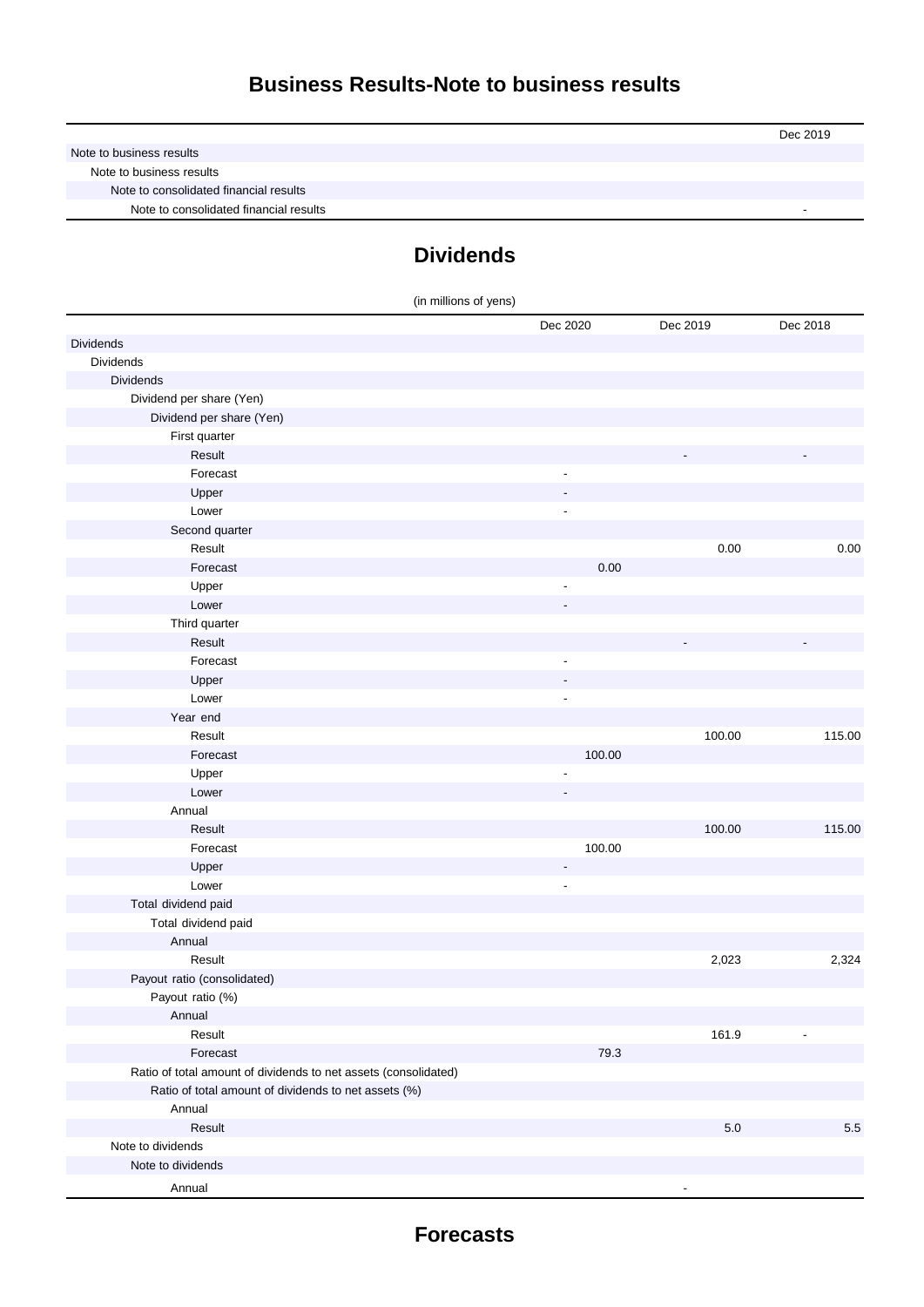## Business Results-Note to business results

| | Dec 2019 |
|---|---|
| Note to business results | |
| Note to business results | |
| Note to consolidated financial results | |
| Note to consolidated financial results | - |

## Dividends

(in millions of yens)

| | Dec 2020 | Dec 2019 | Dec 2018 |
|---|---|---|---|
| Dividends | | | |
| Dividends | | | |
| Dividends | | | |
| Dividend per share (Yen) | | | |
| Dividend per share (Yen) | | | |
| First quarter | | | |
| Result | | - | - |
| Forecast | - | | |
| Upper | - | | |
| Lower | - | | |
| Second quarter | | | |
| Result | | 0.00 | 0.00 |
| Forecast | 0.00 | | |
| Upper | - | | |
| Lower | - | | |
| Third quarter | | | |
| Result | | - | - |
| Forecast | - | | |
| Upper | - | | |
| Lower | - | | |
| Year end | | | |
| Result | | 100.00 | 115.00 |
| Forecast | 100.00 | | |
| Upper | - | | |
| Lower | - | | |
| Annual | | | |
| Result | | 100.00 | 115.00 |
| Forecast | 100.00 | | |
| Upper | - | | |
| Lower | - | | |
| Total dividend paid | | | |
| Total dividend paid | | | |
| Annual | | | |
| Result | | 2,023 | 2,324 |
| Payout ratio (consolidated) | | | |
| Payout ratio (%) | | | |
| Annual | | | |
| Result | | 161.9 | - |
| Forecast | 79.3 | | |
| Ratio of total amount of dividends to net assets (consolidated) | | | |
| Ratio of total amount of dividends to net assets (%) | | | |
| Annual | | | |
| Result | | 5.0 | 5.5 |
| Note to dividends | | | |
| Note to dividends | | | |
| Annual | | - | |

## Forecasts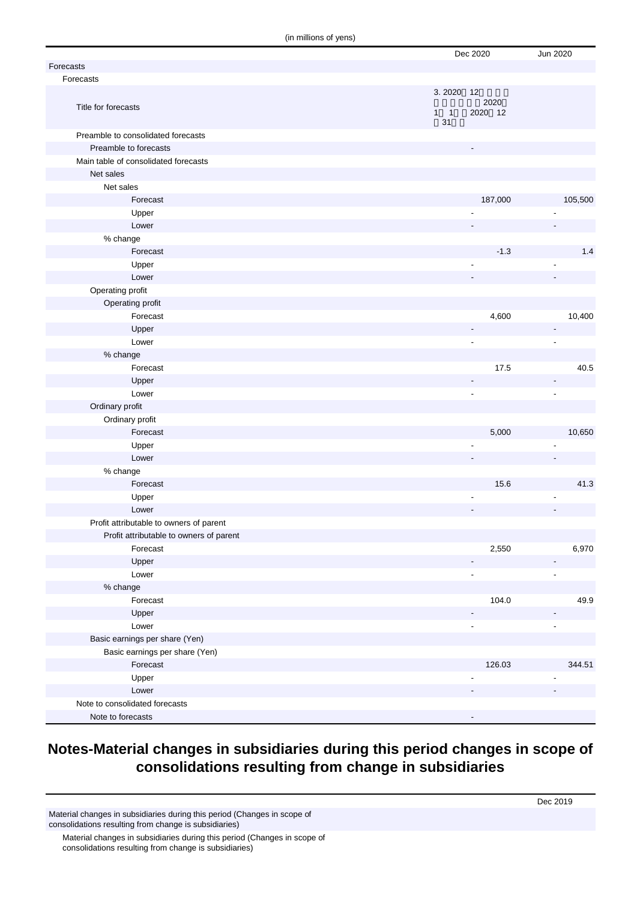(in millions of yens)

| | Dec 2020 | Jun 2020 |
|---|---|---|
| Forecasts | | |
| Forecasts | | |
| Title for forecasts | 3. 2020 12 2020 1 1 2020 12 31 | |
| Preamble to consolidated forecasts | | |
| Preamble to forecasts | - | |
| Main table of consolidated forecasts | | |
| Net sales | | |
| Net sales | | |
| Forecast | 187,000 | 105,500 |
| Upper | - | - |
| Lower | - | - |
| % change | | |
| Forecast | -1.3 | 1.4 |
| Upper | - | - |
| Lower | - | - |
| Operating profit | | |
| Operating profit | | |
| Forecast | 4,600 | 10,400 |
| Upper | - | - |
| Lower | - | - |
| % change | | |
| Forecast | 17.5 | 40.5 |
| Upper | - | - |
| Lower | - | - |
| Ordinary profit | | |
| Ordinary profit | | |
| Forecast | 5,000 | 10,650 |
| Upper | - | - |
| Lower | - | - |
| % change | | |
| Forecast | 15.6 | 41.3 |
| Upper | - | - |
| Lower | - | - |
| Profit attributable to owners of parent | | |
| Profit attributable to owners of parent | | |
| Forecast | 2,550 | 6,970 |
| Upper | - | - |
| Lower | - | - |
| % change | | |
| Forecast | 104.0 | 49.9 |
| Upper | - | - |
| Lower | - | - |
| Basic earnings per share (Yen) | | |
| Basic earnings per share (Yen) | | |
| Forecast | 126.03 | 344.51 |
| Upper | - | - |
| Lower | - | - |
| Note to consolidated forecasts | | |
| Note to forecasts | - | |

## Notes-Material changes in subsidiaries during this period changes in scope of consolidations resulting from change in subsidiaries

| | Dec 2019 |
|---|---|
| Material changes in subsidiaries during this period (Changes in scope of consolidations resulting from change is subsidiaries) | |
| Material changes in subsidiaries during this period (Changes in scope of consolidations resulting from change is subsidiaries) | |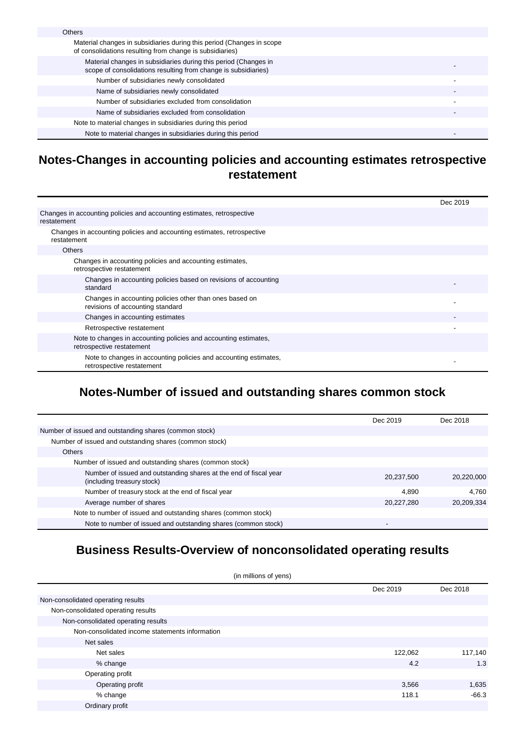| | |
|---|---|
| Others | |
| Material changes in subsidiaries during this period (Changes in scope of consolidations resulting from change is subsidiaries) | |
| Material changes in subsidiaries during this period (Changes in scope of consolidations resulting from change is subsidiaries) | - |
| Number of subsidiaries newly consolidated | - |
| Name of subsidiaries newly consolidated | - |
| Number of subsidiaries excluded from consolidation | - |
| Name of subsidiaries excluded from consolidation | - |
| Note to material changes in subsidiaries during this period | |
| Note to material changes in subsidiaries during this period | - |

## Notes-Changes in accounting policies and accounting estimates retrospective restatement

| | Dec 2019 |
|---|---|
| Changes in accounting policies and accounting estimates, retrospective restatement | |
| Changes in accounting policies and accounting estimates, retrospective restatement | |
| Others | |
| Changes in accounting policies and accounting estimates, retrospective restatement | |
| Changes in accounting policies based on revisions of accounting standard | - |
| Changes in accounting policies other than ones based on revisions of accounting standard | - |
| Changes in accounting estimates | - |
| Retrospective restatement | - |
| Note to changes in accounting policies and accounting estimates, retrospective restatement | |
| Note to changes in accounting policies and accounting estimates, retrospective restatement | - |

## Notes-Number of issued and outstanding shares common stock

| | Dec 2019 | Dec 2018 |
|---|---|---|
| Number of issued and outstanding shares (common stock) | | |
| Number of issued and outstanding shares (common stock) | | |
| Others | | |
| Number of issued and outstanding shares (common stock) | | |
| Number of issued and outstanding shares at the end of fiscal year (including treasury stock) | 20,237,500 | 20,220,000 |
| Number of treasury stock at the end of fiscal year | 4,890 | 4,760 |
| Average number of shares | 20,227,280 | 20,209,334 |
| Note to number of issued and outstanding shares (common stock) | | |
| Note to number of issued and outstanding shares (common stock) | - | |

## Business Results-Overview of nonconsolidated operating results

(in millions of yens)

| | Dec 2019 | Dec 2018 |
|---|---|---|
| Non-consolidated operating results | | |
| Non-consolidated operating results | | |
| Non-consolidated operating results | | |
| Non-consolidated income statements information | | |
| Net sales | | |
| Net sales | 122,062 | 117,140 |
| % change | 4.2 | 1.3 |
| Operating profit | | |
| Operating profit | 3,566 | 1,635 |
| % change | 118.1 | -66.3 |
| Ordinary profit | | |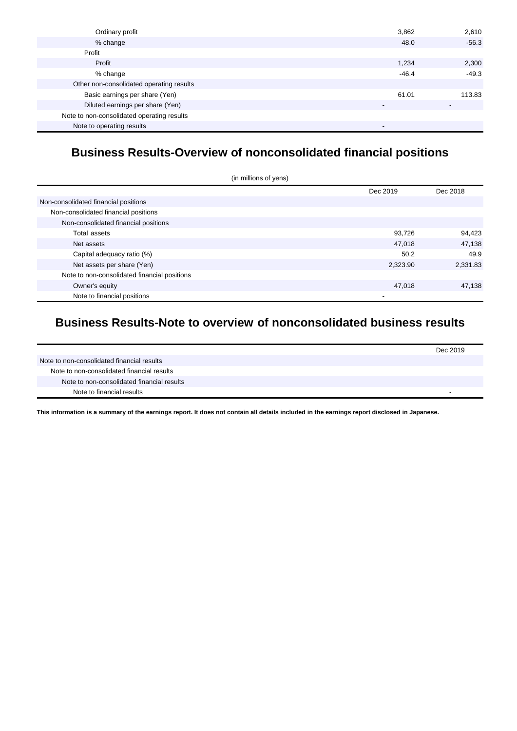| | | |
|---|---|---|
| Ordinary profit | 3,862 | 2,610 |
| % change | 48.0 | -56.3 |
| Profit | | |
| Profit | 1,234 | 2,300 |
| % change | -46.4 | -49.3 |
| Other non-consolidated operating results | | |
| Basic earnings per share (Yen) | 61.01 | 113.83 |
| Diluted earnings per share (Yen) | - | - |
| Note to non-consolidated operating results | | |
| Note to operating results | - | |

## Business Results-Overview of nonconsolidated financial positions

(in millions of yens)

| | Dec 2019 | Dec 2018 |
|---|---|---|
| Non-consolidated financial positions | | |
| Non-consolidated financial positions | | |
| Non-consolidated financial positions | | |
| Total assets | 93,726 | 94,423 |
| Net assets | 47,018 | 47,138 |
| Capital adequacy ratio (%) | 50.2 | 49.9 |
| Net assets per share (Yen) | 2,323.90 | 2,331.83 |
| Note to non-consolidated financial positions | | |
| Owner's equity | 47,018 | 47,138 |
| Note to financial positions | - | |

## Business Results-Note to overview of nonconsolidated business results

| | Dec 2019 |
|---|---|
| Note to non-consolidated financial results | |
| Note to non-consolidated financial results | |
| Note to non-consolidated financial results | |
| Note to financial results | - |

**This information is a summary of the earnings report. It does not contain all details included in the earnings report disclosed in Japanese.**